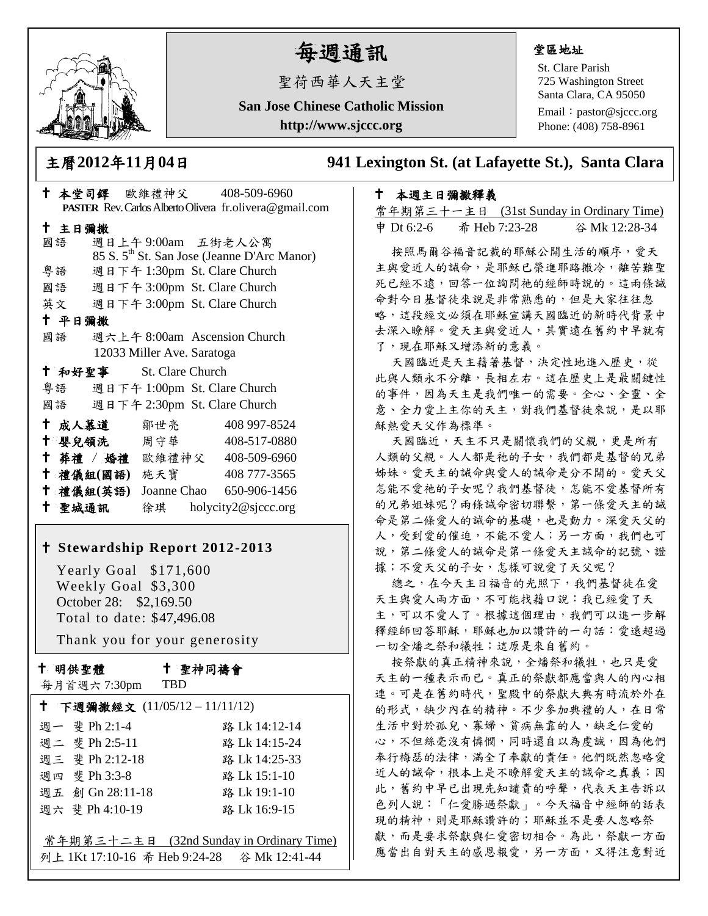# 每週通訊

聖荷西華人天主堂

**San Jose Chinese Catholic Mission**

**http://www.sjccc.org**

**堂區地址**

St. Clare Parish
725 Washington Street
Santa Clara, CA 95050
Email：pastor@sjccc.org
Phone: (408) 758-8961

## 主曆2012年11月04日　　941 Lexington St. (at Lafayette St.), Santa Clara

✝ **本堂司鐸**　歐維禮神父　408-509-6960
**PASTER** Rev. Carlos Alberto Olivera fr.olivera@gmail.com

✝ **主日彌撒**

國語　週日上午 9:00am 五街老人公寓
85 S. 5th St. San Jose (Jeanne D'Arc Manor)

粵語　週日下午 1:30pm St. Clare Church

國語　週日下午 3:00pm St. Clare Church

英文　週日下午 3:00pm St. Clare Church

✝ **平日彌撒**

國語　週六上午 8:00am Ascension Church
12033 Miller Ave. Saratoga

✝ **和好聖事**　St. Clare Church

粵語　週日下午 1:00pm St. Clare Church

國語　週日下午 2:30pm St. Clare Church

✝ **成人慕道**　鄒世亮　408 997-8524

✝ **嬰兒領洗**　周守華　408-517-0880

✝ **葬禮 / 婚禮**　歐維禮神父　408-509-6960

✝ **禮儀組(國語)**　施天寶　408 777-3565

✝ **禮儀組(英語)**　Joanne Chao　650-906-1456

✝ **聖城通訊**　徐琪　holycity2@sjccc.org

### ✝ Stewardship Report 2012-2013

Yearly Goal $171,600
Weekly Goal $3,300
October 28: $2,169.50
Total to date: $47,496.08

Thank you for your generosity

✝ **明供聖體**　每月首週六 7:30pm

✝ **聖神同禱會**　TBD

✝ **下週彌撒經文** (11/05/12 – 11/11/12)

| | | |
|---|---|---|
| 週一 | 斐 Ph 2:1-4 | 路 Lk 14:12-14 |
| 週二 | 斐 Ph 2:5-11 | 路 Lk 14:15-24 |
| 週三 | 斐 Ph 2:12-18 | 路 Lk 14:25-33 |
| 週四 | 斐 Ph 3:3-8 | 路 Lk 15:1-10 |
| 週五 | 創 Gn 28:11-18 | 路 Lk 19:1-10 |
| 週六 | 斐 Ph 4:10-19 | 路 Lk 16:9-15 |

常年期第三十二主日 (32nd Sunday in Ordinary Time)
列上 1Kt 17:10-16　希 Heb 9:24-28　谷 Mk 12:41-44

✝ **本週主日彌撒釋義**

常年期第三十一主日 (31st Sunday in Ordinary Time)
申 Dt 6:2-6　希 Heb 7:23-28　谷 Mk 12:28-34

按照馬爾谷福音記載的耶穌公開生活的順序，愛天主與愛近人的誡命，是耶穌已榮進耶路撒冷，離苦難聖死已經不遠，回答一位詢問祂的經師時說的。這兩條誡命對今日基督徒來說是非常熟悉的，但是大家往往忽略，這段經文必須在耶穌宣講天國臨近的新時代背景中去深入瞭解。愛天主與愛近人，其實遠在舊約中早就有了，現在耶穌又增添新的意義。

天國臨近是天主藉著基督，決定性地進入歷史，從此與人類永不分離，長相左右。這在歷史上是最關鍵性的事件，因為天主是我們唯一的需要。全心、全靈、全意、全力愛上主你的天主，對我們基督徒來說，是以耶穌熱愛天父作為標準。

天國臨近，天主不只是關懷我們的父親，更是所有人類的父親。人人都是祂的子女，我們都是基督的兄弟姊妹。愛天主的誡命與愛人的誡命是分不開的。愛天父怎能不愛祂的子女呢？我們基督徒，怎能不愛基督所有的兄弟姐妹呢？兩條誡命密切聯繫，第一條愛天主的誡命是第二條愛人的誡命的基礎，也是動力。深愛天父的人，受到愛的催迫，不能不愛人；另一方面，我們也可說，第二條愛人的誡命是第一條愛天主誡命的記號、證據；不愛天父的子女，怎樣可說愛了天父呢？

總之，在今天主日福音的光照下，我們基督徒在愛天主與愛人兩方面，不可能找藉口說：我已經愛了天主，可以不愛人了。根據這個理由，我們可以進一步解釋經師回答耶穌，耶穌也加以讚許的一句話：愛遠超過一切全燔之祭和犧牲；這原是來自舊約。

按祭獻的真正精神來說，全燔祭和犧牲，也只是愛天主的一種表示而已。真正的祭獻都應當與人的內心相連。可是在舊約時代，聖殿中的祭獻大典有時流於外在的形式，缺少內在的精神。不少參加典禮的人，在日常生活中對於孤兒、寡婦、貧病無靠的人，缺乏仁愛的心，不但絲毫沒有憐憫，同時還自以為虔誠，因為他們奉行梅瑟的法律，滿全了奉獻的責任。他們既然忽略愛近人的誡命，根本上是不瞭解愛天主的誡命之真義；因此，舊約中早已出現先知譴責的呼聲，代表天主告訴以色列人說：「仁愛勝過祭獻」。今天福音中經師的話表現的精神，則是耶穌讚許的；耶穌並不是要人忽略祭獻，而是要求祭獻與仁愛密切相合。為此，祭獻一方面應當出自對天主的感恩報愛，另一方面，又得注意對近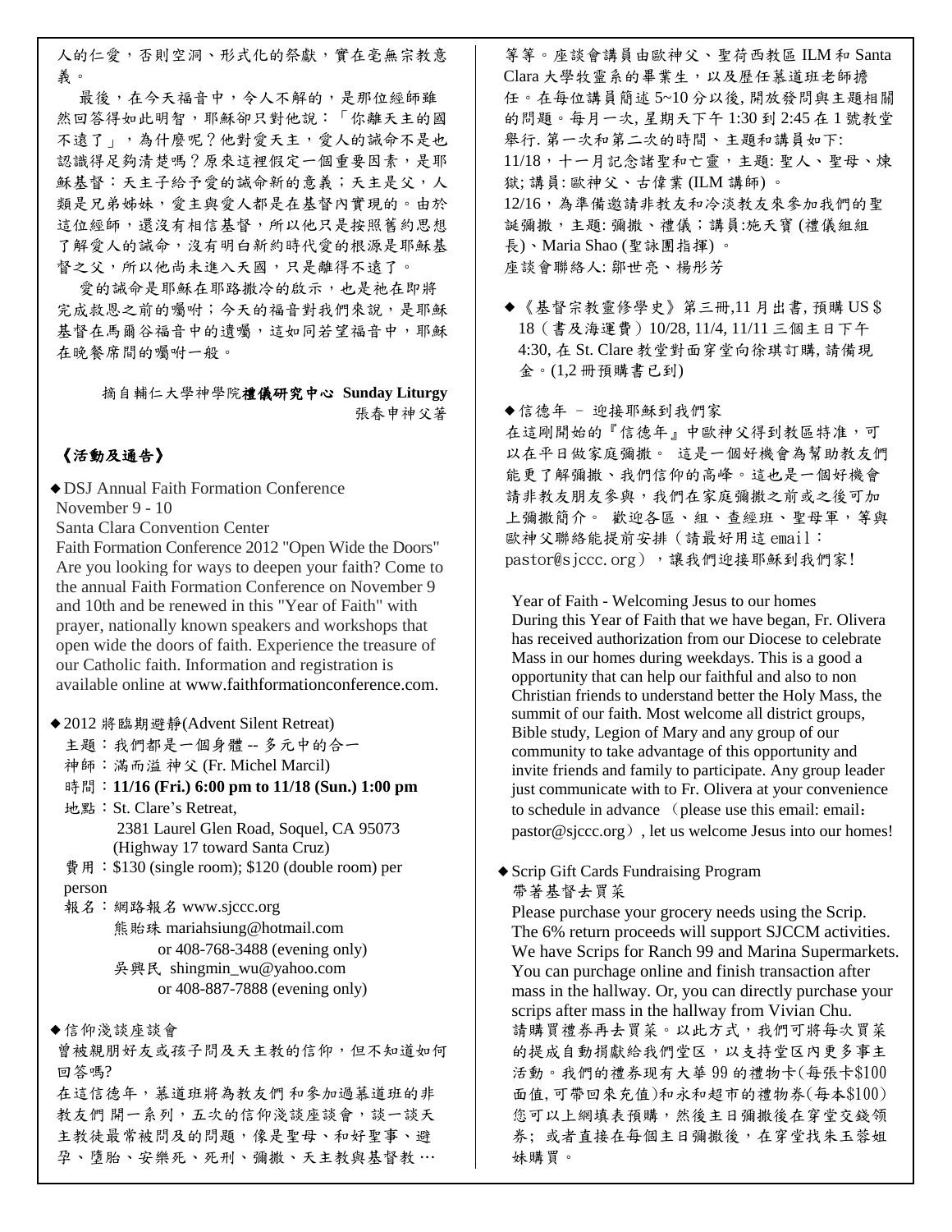人的仁愛，否則空洞、形式化的祭獻，實在毫無宗教意義。

最後，在今天福音中，令人不解的，是那位經師雖然回答得如此明智，耶穌卻只對他說：「你離天主的國不遠了」，為什麼呢？他對愛天主，愛人的誡命不是也認識得足夠清楚嗎？原來這裡假定一個重要因素，是耶穌基督：天主子給予愛的誡命新的意義；天主是父，人類是兄弟姊妹，愛主與愛人都是在基督內實現的。由於這位經師，還沒有相信基督，所以他只是按照舊約思想了解愛人的誡命，沒有明白新約時代愛的根源是耶穌基督之父，所以他尚未進入天國，只是離得不遠了。

愛的誡命是耶穌在耶路撒冷的啟示，也是祂在即將完成救恩之前的囑咐；今天的福音對我們來說，是耶穌基督在馬爾谷福音中的遺囑，這如同若望福音中，耶穌在晚餐席間的囑咐一般。

摘自輔仁大學神學院**禮儀研究中心 Sunday Liturgy**
張春申神父著

## 《活動及通告》

◆DSJ Annual Faith Formation Conference
November 9 - 10
Santa Clara Convention Center
Faith Formation Conference 2012 "Open Wide the Doors" Are you looking for ways to deepen your faith? Come to the annual Faith Formation Conference on November 9 and 10th and be renewed in this "Year of Faith" with prayer, nationally known speakers and workshops that open wide the doors of faith. Experience the treasure of our Catholic faith. Information and registration is available online at www.faithformationconference.com.

◆2012 將臨期避靜(Advent Silent Retreat)
主題：我們都是一個身體 -- 多元中的合一
神師：滿而溢 神父 (Fr. Michel Marcil)
時間：**11/16 (Fri.) 6:00 pm to 11/18 (Sun.) 1:00 pm**
地點：St. Clare's Retreat,
2381 Laurel Glen Road, Soquel, CA 95073
(Highway 17 toward Santa Cruz)
費用：$130 (single room); $120 (double room) per person
報名：網路報名 www.sjccc.org
熊貽珠 mariahsiung@hotmail.com
or 408-768-3488 (evening only)
吳興民 shingmin_wu@yahoo.com
or 408-887-7888 (evening only)

◆信仰淺談座談會
曾被親朋好友或孩子問及天主教的信仰，但不知道如何回答嗎?
在這信德年，慕道班將為教友們 和參加過慕道班的非教友們 開一系列，五次的信仰淺談座談會，談一談天主教徒最常被問及的問題，像是聖母、和好聖事、避孕、墮胎、安樂死、死刑、彌撒、天主教與基督教 … 等等。座談會講員由歐神父、聖荷西教區 ILM 和 Santa Clara 大學牧靈系的畢業生，以及歷任慕道班老師擔任。在每位講員簡述 5~10 分以後, 開放發問與主題相關的問題。每月一次, 星期天下午 1:30 到 2:45 在 1 號教堂舉行. 第一次和第二次的時間、主題和講員如下:
11/18，十一月記念諸聖和亡靈，主題: 聖人、聖母、煉獄; 講員: 歐神父、古偉業 (ILM 講師) 。
12/16，為準備邀請非教友和冷淡教友來參加我們的聖誕彌撒，主題: 彌撒、禮儀；講員:施天寶 (禮儀組組長)、Maria Shao (聖詠團指揮) 。
座談會聯絡人: 鄒世亮、楊彤芳

◆《基督宗教靈修學史》第三冊,11 月出書, 預購 US＄18（書及海運費）10/28, 11/4, 11/11 三個主日下午 4:30, 在 St. Clare 教堂對面穿堂向徐琪訂購, 請備現金。(1,2 冊預購書已到)

◆信德年 – 迎接耶穌到我們家
在這剛開始的『信德年』中歐神父得到教區特准，可以在平日做家庭彌撒。 這是一個好機會為幫助教友們能更了解彌撒、我們信仰的高峰。這也是一個好機會請非教友朋友參與，我們在家庭彌撒之前或之後可加上彌撒簡介。 歡迎各區、組、查經班、聖母軍，等與歐神父聯絡能提前安排（請最好用這 email：pastor@sjccc.org），讓我們迎接耶穌到我們家!

Year of Faith - Welcoming Jesus to our homes
During this Year of Faith that we have began, Fr. Olivera has received authorization from our Diocese to celebrate Mass in our homes during weekdays. This is a good a opportunity that can help our faithful and also to non Christian friends to understand better the Holy Mass, the summit of our faith. Most welcome all district groups, Bible study, Legion of Mary and any group of our community to take advantage of this opportunity and invite friends and family to participate. Any group leader just communicate with to Fr. Olivera at your convenience to schedule in advance （please use this email: email：pastor@sjccc.org）, let us welcome Jesus into our homes!

◆Scrip Gift Cards Fundraising Program
帶著基督去買菜
Please purchase your grocery needs using the Scrip. The 6% return proceeds will support SJCCM activities. We have Scrips for Ranch 99 and Marina Supermarkets. You can purchage online and finish transaction after mass in the hallway. Or, you can directly purchase your scrips after mass in the hallway from Vivian Chu.
請購買禮券再去買菜。以此方式，我們可將每次買菜的提成自動捐獻給我們堂区，以支持堂区內更多事主活動。我們的禮券現有大華 99 的禮物卡(每張卡$100 面值,可帶回來充值)和永和超市的禮物券(每本$100) 您可以上網填表預購，然後主日彌撒後在穿堂交錢領券; 或者直接在每個主日彌撒後，在穿堂找朱玉蓉姐妹購買。